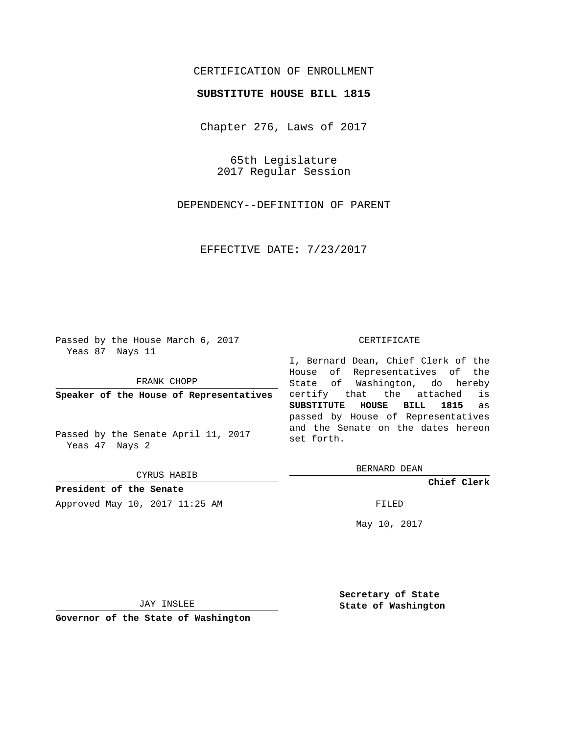CERTIFICATION OF ENROLLMENT

**SUBSTITUTE HOUSE BILL 1815**

Chapter 276, Laws of 2017

65th Legislature
2017 Regular Session

DEPENDENCY--DEFINITION OF PARENT

EFFECTIVE DATE: 7/23/2017

Passed by the House March 6, 2017
Yeas 87 Nays 11

FRANK CHOPP

**Speaker of the House of Representatives**

Passed by the Senate April 11, 2017
Yeas 47 Nays 2

CYRUS HABIB

**President of the Senate**

CERTIFICATE

I, Bernard Dean, Chief Clerk of the House of Representatives of the State of Washington, do hereby certify that the attached is **SUBSTITUTE HOUSE BILL 1815** as passed by House of Representatives and the Senate on the dates hereon set forth.

BERNARD DEAN

**Chief Clerk**

Approved May 10, 2017 11:25 AM

FILED

May 10, 2017

JAY INSLEE

**Governor of the State of Washington**

**Secretary of State**
**State of Washington**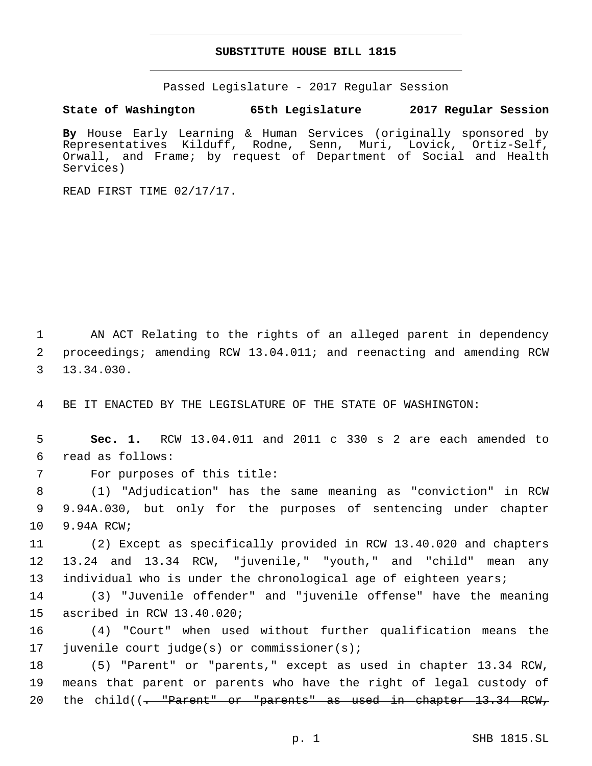# SUBSTITUTE HOUSE BILL 1815

Passed Legislature - 2017 Regular Session

**State of Washington 65th Legislature 2017 Regular Session**

**By** House Early Learning & Human Services (originally sponsored by Representatives Kilduff, Rodne, Senn, Muri, Lovick, Ortiz-Self, Orwall, and Frame; by request of Department of Social and Health Services)

READ FIRST TIME 02/17/17.

1 AN ACT Relating to the rights of an alleged parent in dependency
2 proceedings; amending RCW 13.04.011; and reenacting and amending RCW
3 13.34.030.

4 BE IT ENACTED BY THE LEGISLATURE OF THE STATE OF WASHINGTON:

5 **Sec. 1.** RCW 13.04.011 and 2011 c 330 s 2 are each amended to
6 read as follows:

7 For purposes of this title:

8 (1) "Adjudication" has the same meaning as "conviction" in RCW
9 9.94A.030, but only for the purposes of sentencing under chapter
10 9.94A RCW;

11 (2) Except as specifically provided in RCW 13.40.020 and chapters
12 13.24 and 13.34 RCW, "juvenile," "youth," and "child" mean any
13 individual who is under the chronological age of eighteen years;

14 (3) "Juvenile offender" and "juvenile offense" have the meaning
15 ascribed in RCW 13.40.020;

16 (4) "Court" when used without further qualification means the
17 juvenile court judge(s) or commissioner(s);

18 (5) "Parent" or "parents," except as used in chapter 13.34 RCW,
19 means that parent or parents who have the right of legal custody of
20 the child((~~. "Parent" or "parents" as used in chapter 13.34 RCW,~~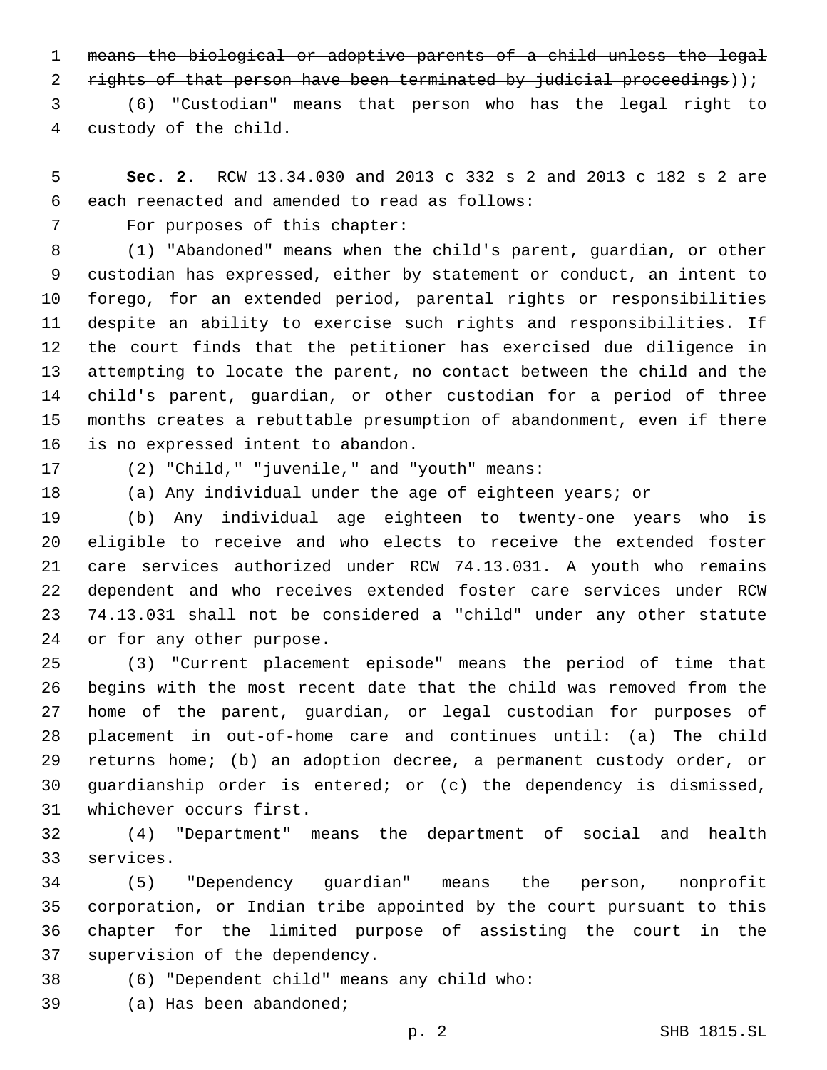~~means the biological or adoptive parents of a child unless the legal rights of that person have been terminated by judicial proceedings~~));

(6) "Custodian" means that person who has the legal right to custody of the child.

**Sec. 2.** RCW 13.34.030 and 2013 c 332 s 2 and 2013 c 182 s 2 are each reenacted and amended to read as follows:

For purposes of this chapter:

(1) "Abandoned" means when the child's parent, guardian, or other custodian has expressed, either by statement or conduct, an intent to forego, for an extended period, parental rights or responsibilities despite an ability to exercise such rights and responsibilities. If the court finds that the petitioner has exercised due diligence in attempting to locate the parent, no contact between the child and the child's parent, guardian, or other custodian for a period of three months creates a rebuttable presumption of abandonment, even if there is no expressed intent to abandon.

(2) "Child," "juvenile," and "youth" means:

(a) Any individual under the age of eighteen years; or

(b) Any individual age eighteen to twenty-one years who is eligible to receive and who elects to receive the extended foster care services authorized under RCW 74.13.031. A youth who remains dependent and who receives extended foster care services under RCW 74.13.031 shall not be considered a "child" under any other statute or for any other purpose.

(3) "Current placement episode" means the period of time that begins with the most recent date that the child was removed from the home of the parent, guardian, or legal custodian for purposes of placement in out-of-home care and continues until: (a) The child returns home; (b) an adoption decree, a permanent custody order, or guardianship order is entered; or (c) the dependency is dismissed, whichever occurs first.

(4) "Department" means the department of social and health services.

(5) "Dependency guardian" means the person, nonprofit corporation, or Indian tribe appointed by the court pursuant to this chapter for the limited purpose of assisting the court in the supervision of the dependency.

(6) "Dependent child" means any child who:

(a) Has been abandoned;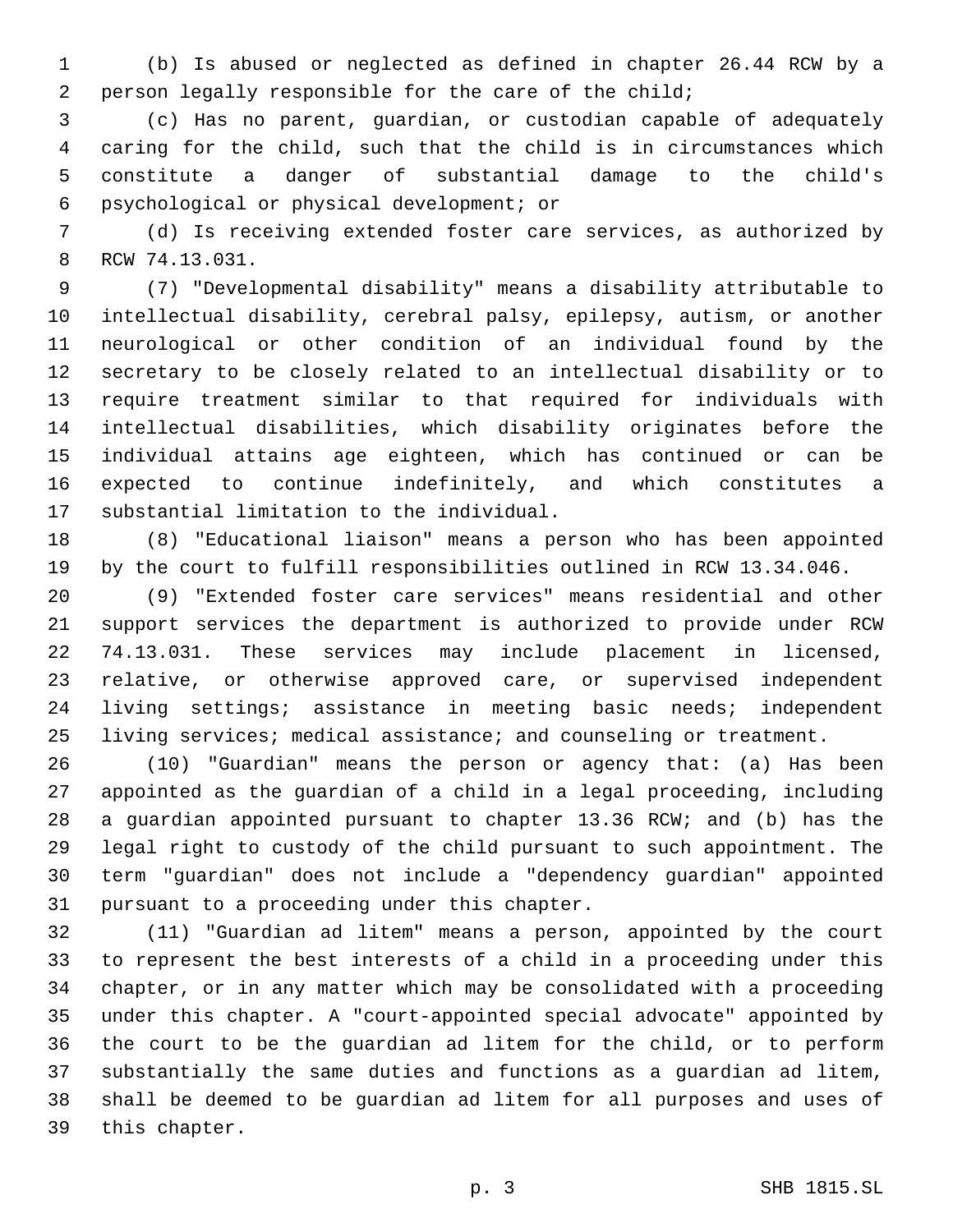(b) Is abused or neglected as defined in chapter 26.44 RCW by a person legally responsible for the care of the child;

(c) Has no parent, guardian, or custodian capable of adequately caring for the child, such that the child is in circumstances which constitute a danger of substantial damage to the child's psychological or physical development; or

(d) Is receiving extended foster care services, as authorized by RCW 74.13.031.

(7) "Developmental disability" means a disability attributable to intellectual disability, cerebral palsy, epilepsy, autism, or another neurological or other condition of an individual found by the secretary to be closely related to an intellectual disability or to require treatment similar to that required for individuals with intellectual disabilities, which disability originates before the individual attains age eighteen, which has continued or can be expected to continue indefinitely, and which constitutes a substantial limitation to the individual.

(8) "Educational liaison" means a person who has been appointed by the court to fulfill responsibilities outlined in RCW 13.34.046.

(9) "Extended foster care services" means residential and other support services the department is authorized to provide under RCW 74.13.031. These services may include placement in licensed, relative, or otherwise approved care, or supervised independent living settings; assistance in meeting basic needs; independent living services; medical assistance; and counseling or treatment.

(10) "Guardian" means the person or agency that: (a) Has been appointed as the guardian of a child in a legal proceeding, including a guardian appointed pursuant to chapter 13.36 RCW; and (b) has the legal right to custody of the child pursuant to such appointment. The term "guardian" does not include a "dependency guardian" appointed pursuant to a proceeding under this chapter.

(11) "Guardian ad litem" means a person, appointed by the court to represent the best interests of a child in a proceeding under this chapter, or in any matter which may be consolidated with a proceeding under this chapter. A "court-appointed special advocate" appointed by the court to be the guardian ad litem for the child, or to perform substantially the same duties and functions as a guardian ad litem, shall be deemed to be guardian ad litem for all purposes and uses of this chapter.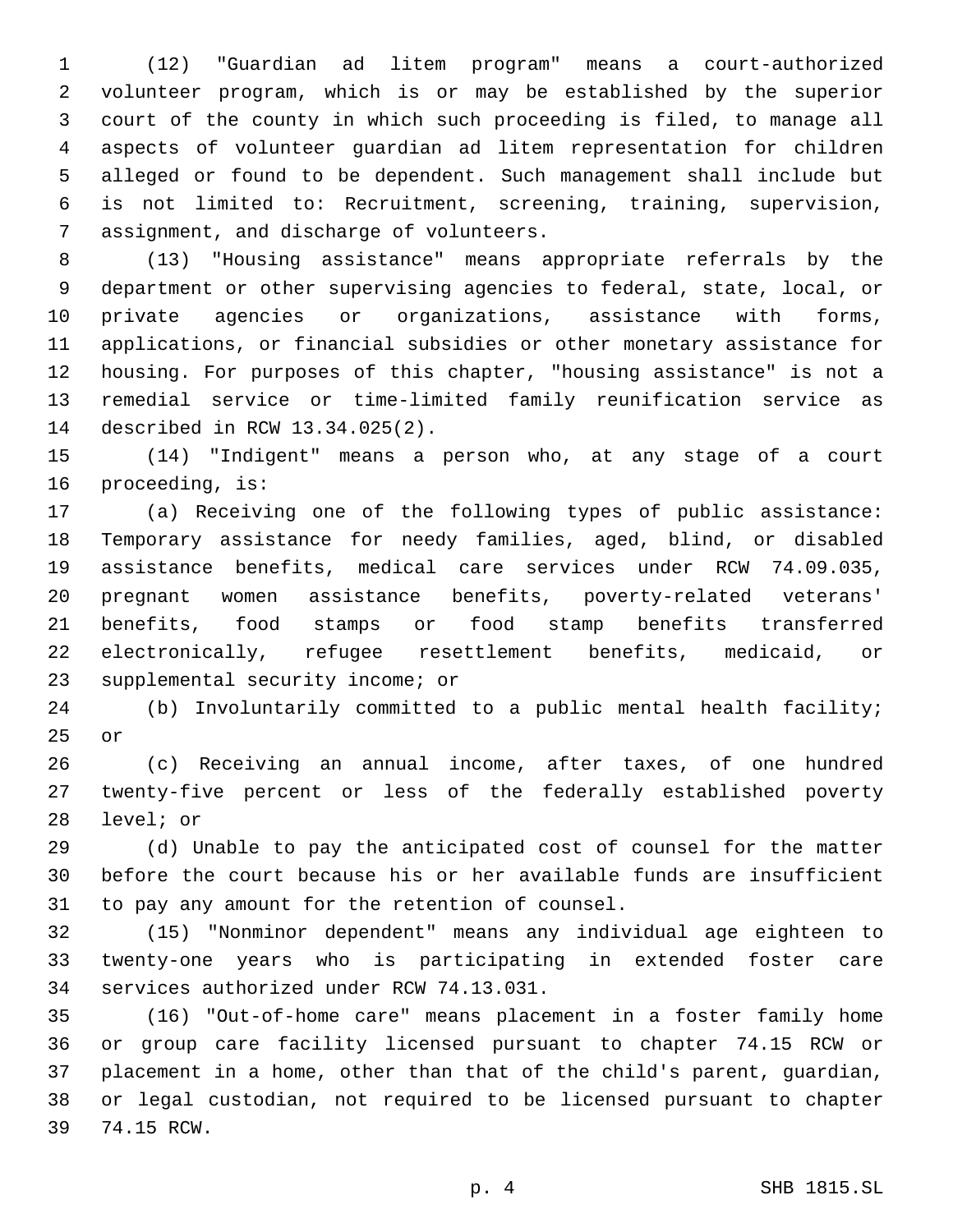(12) "Guardian ad litem program" means a court-authorized volunteer program, which is or may be established by the superior court of the county in which such proceeding is filed, to manage all aspects of volunteer guardian ad litem representation for children alleged or found to be dependent. Such management shall include but is not limited to: Recruitment, screening, training, supervision, assignment, and discharge of volunteers.

(13) "Housing assistance" means appropriate referrals by the department or other supervising agencies to federal, state, local, or private agencies or organizations, assistance with forms, applications, or financial subsidies or other monetary assistance for housing. For purposes of this chapter, "housing assistance" is not a remedial service or time-limited family reunification service as described in RCW 13.34.025(2).

(14) "Indigent" means a person who, at any stage of a court proceeding, is:

(a) Receiving one of the following types of public assistance: Temporary assistance for needy families, aged, blind, or disabled assistance benefits, medical care services under RCW 74.09.035, pregnant women assistance benefits, poverty-related veterans' benefits, food stamps or food stamp benefits transferred electronically, refugee resettlement benefits, medicaid, or supplemental security income; or

(b) Involuntarily committed to a public mental health facility; or

(c) Receiving an annual income, after taxes, of one hundred twenty-five percent or less of the federally established poverty level; or

(d) Unable to pay the anticipated cost of counsel for the matter before the court because his or her available funds are insufficient to pay any amount for the retention of counsel.

(15) "Nonminor dependent" means any individual age eighteen to twenty-one years who is participating in extended foster care services authorized under RCW 74.13.031.

(16) "Out-of-home care" means placement in a foster family home or group care facility licensed pursuant to chapter 74.15 RCW or placement in a home, other than that of the child's parent, guardian, or legal custodian, not required to be licensed pursuant to chapter 74.15 RCW.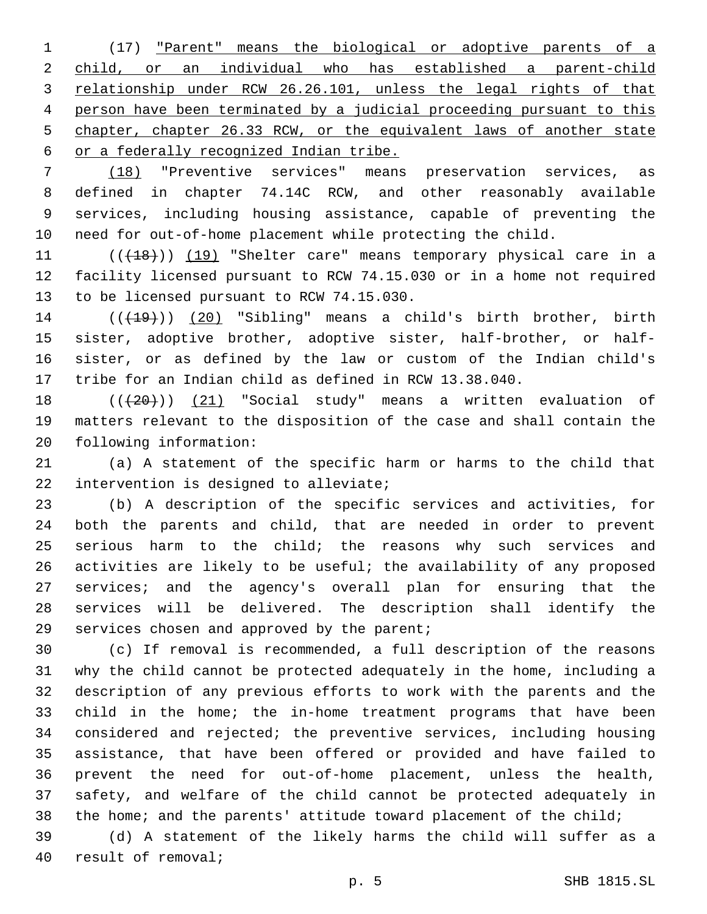(17) "Parent" means the biological or adoptive parents of a child, or an individual who has established a parent-child relationship under RCW 26.26.101, unless the legal rights of that person have been terminated by a judicial proceeding pursuant to this chapter, chapter 26.33 RCW, or the equivalent laws of another state or a federally recognized Indian tribe.

(18) "Preventive services" means preservation services, as defined in chapter 74.14C RCW, and other reasonably available services, including housing assistance, capable of preventing the need for out-of-home placement while protecting the child.

~~((18))~~ (19) "Shelter care" means temporary physical care in a facility licensed pursuant to RCW 74.15.030 or in a home not required to be licensed pursuant to RCW 74.15.030.

~~((19))~~ (20) "Sibling" means a child's birth brother, birth sister, adoptive brother, adoptive sister, half-brother, or half-sister, or as defined by the law or custom of the Indian child's tribe for an Indian child as defined in RCW 13.38.040.

~~((20))~~ (21) "Social study" means a written evaluation of matters relevant to the disposition of the case and shall contain the following information:

(a) A statement of the specific harm or harms to the child that intervention is designed to alleviate;

(b) A description of the specific services and activities, for both the parents and child, that are needed in order to prevent serious harm to the child; the reasons why such services and activities are likely to be useful; the availability of any proposed services; and the agency's overall plan for ensuring that the services will be delivered. The description shall identify the services chosen and approved by the parent;

(c) If removal is recommended, a full description of the reasons why the child cannot be protected adequately in the home, including a description of any previous efforts to work with the parents and the child in the home; the in-home treatment programs that have been considered and rejected; the preventive services, including housing assistance, that have been offered or provided and have failed to prevent the need for out-of-home placement, unless the health, safety, and welfare of the child cannot be protected adequately in the home; and the parents' attitude toward placement of the child;

(d) A statement of the likely harms the child will suffer as a result of removal;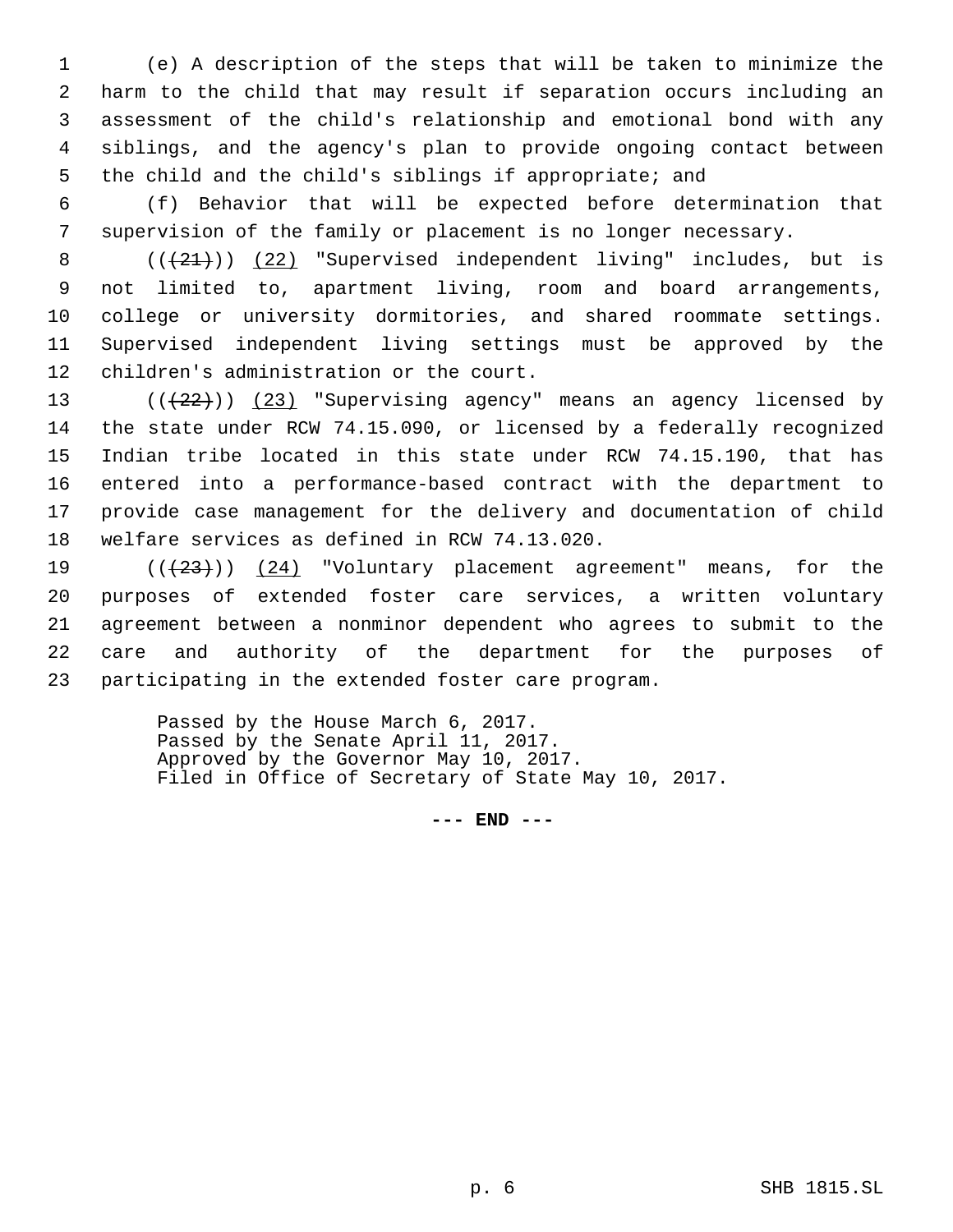(e) A description of the steps that will be taken to minimize the harm to the child that may result if separation occurs including an assessment of the child's relationship and emotional bond with any siblings, and the agency's plan to provide ongoing contact between the child and the child's siblings if appropriate; and

(f) Behavior that will be expected before determination that supervision of the family or placement is no longer necessary.

((~~(21)~~)) (22) "Supervised independent living" includes, but is not limited to, apartment living, room and board arrangements, college or university dormitories, and shared roommate settings. Supervised independent living settings must be approved by the children's administration or the court.

((~~(22)~~)) (23) "Supervising agency" means an agency licensed by the state under RCW 74.15.090, or licensed by a federally recognized Indian tribe located in this state under RCW 74.15.190, that has entered into a performance-based contract with the department to provide case management for the delivery and documentation of child welfare services as defined in RCW 74.13.020.

((~~(23)~~)) (24) "Voluntary placement agreement" means, for the purposes of extended foster care services, a written voluntary agreement between a nonminor dependent who agrees to submit to the care and authority of the department for the purposes of participating in the extended foster care program.

Passed by the House March 6, 2017.
Passed by the Senate April 11, 2017.
Approved by the Governor May 10, 2017.
Filed in Office of Secretary of State May 10, 2017.

**--- END ---**